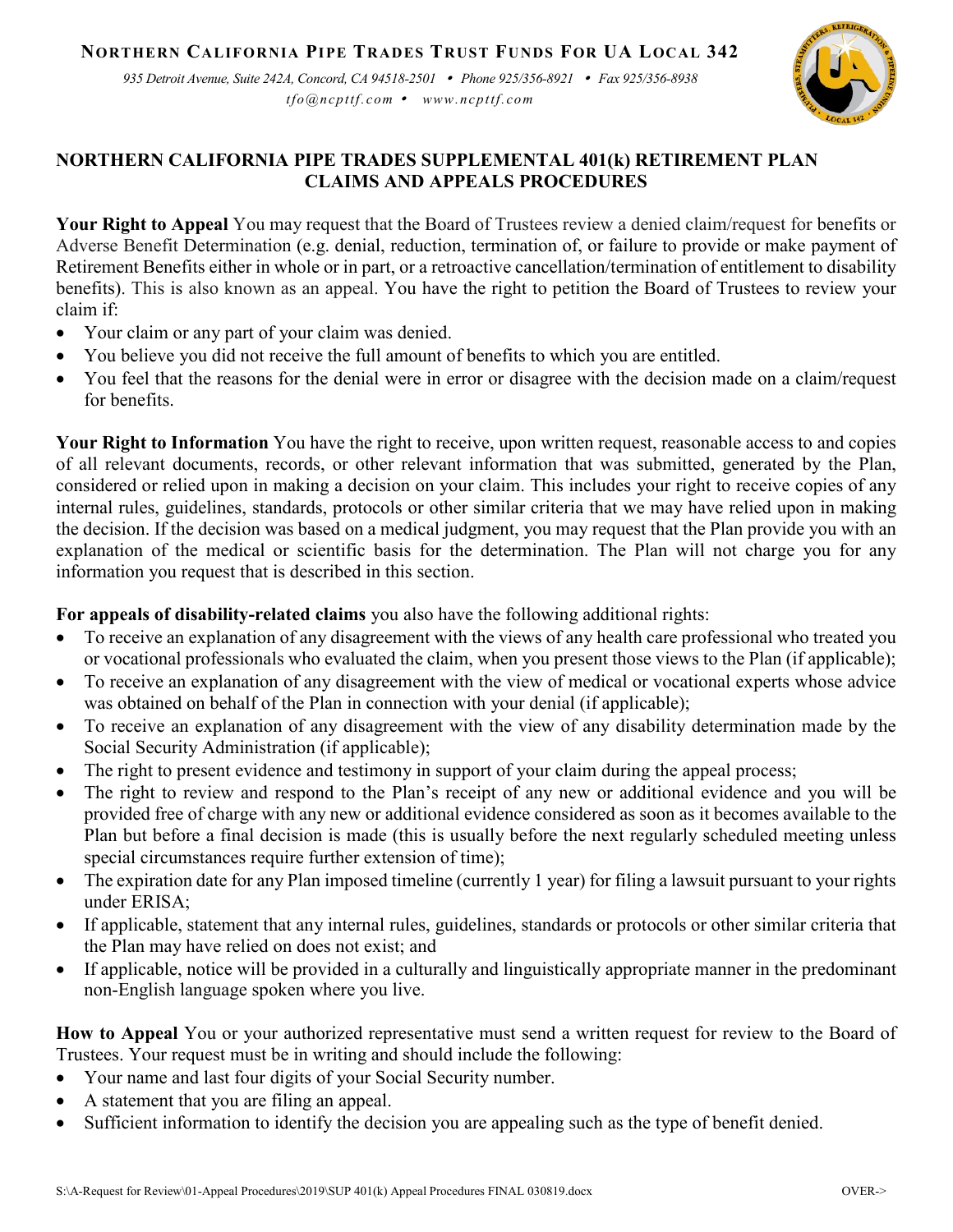**NORTHERN CALIFORNIA PIPE TRADES TRUST FUNDS FOR UA LOCAL 342**

*935 Detroit Avenue, Suite 242A, Concord, CA 94518-2501 • Phone 925/356-8921 • Fax 925/356-8938*
*tfo@ncpttf.com • www.ncpttf.com*

## NORTHERN CALIFORNIA PIPE TRADES SUPPLEMENTAL 401(k) RETIREMENT PLAN CLAIMS AND APPEALS PROCEDURES

**Your Right to Appeal** You may request that the Board of Trustees review a denied claim/request for benefits or Adverse Benefit Determination (e.g. denial, reduction, termination of, or failure to provide or make payment of Retirement Benefits either in whole or in part, or a retroactive cancellation/termination of entitlement to disability benefits). This is also known as an appeal. You have the right to petition the Board of Trustees to review your claim if:

- Your claim or any part of your claim was denied.
- You believe you did not receive the full amount of benefits to which you are entitled.
- You feel that the reasons for the denial were in error or disagree with the decision made on a claim/request for benefits.

**Your Right to Information** You have the right to receive, upon written request, reasonable access to and copies of all relevant documents, records, or other relevant information that was submitted, generated by the Plan, considered or relied upon in making a decision on your claim. This includes your right to receive copies of any internal rules, guidelines, standards, protocols or other similar criteria that we may have relied upon in making the decision. If the decision was based on a medical judgment, you may request that the Plan provide you with an explanation of the medical or scientific basis for the determination. The Plan will not charge you for any information you request that is described in this section.

**For appeals of disability-related claims** you also have the following additional rights:

- To receive an explanation of any disagreement with the views of any health care professional who treated you or vocational professionals who evaluated the claim, when you present those views to the Plan (if applicable);
- To receive an explanation of any disagreement with the view of medical or vocational experts whose advice was obtained on behalf of the Plan in connection with your denial (if applicable);
- To receive an explanation of any disagreement with the view of any disability determination made by the Social Security Administration (if applicable);
- The right to present evidence and testimony in support of your claim during the appeal process;
- The right to review and respond to the Plan's receipt of any new or additional evidence and you will be provided free of charge with any new or additional evidence considered as soon as it becomes available to the Plan but before a final decision is made (this is usually before the next regularly scheduled meeting unless special circumstances require further extension of time);
- The expiration date for any Plan imposed timeline (currently 1 year) for filing a lawsuit pursuant to your rights under ERISA;
- If applicable, statement that any internal rules, guidelines, standards or protocols or other similar criteria that the Plan may have relied on does not exist; and
- If applicable, notice will be provided in a culturally and linguistically appropriate manner in the predominant non-English language spoken where you live.

**How to Appeal** You or your authorized representative must send a written request for review to the Board of Trustees. Your request must be in writing and should include the following:

- Your name and last four digits of your Social Security number.
- A statement that you are filing an appeal.
- Sufficient information to identify the decision you are appealing such as the type of benefit denied.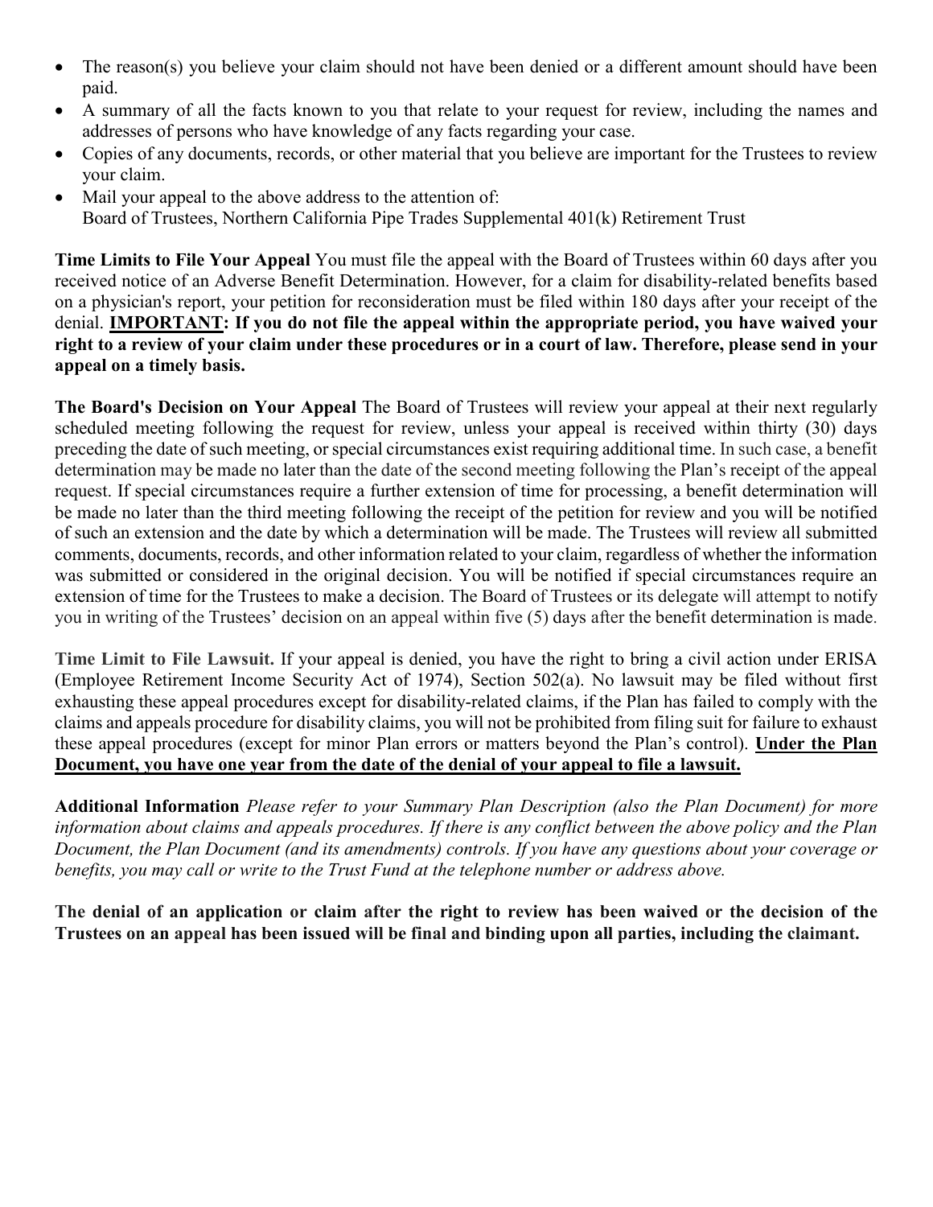- The reason(s) you believe your claim should not have been denied or a different amount should have been paid.
- A summary of all the facts known to you that relate to your request for review, including the names and addresses of persons who have knowledge of any facts regarding your case.
- Copies of any documents, records, or other material that you believe are important for the Trustees to review your claim.
- Mail your appeal to the above address to the attention of:
  Board of Trustees, Northern California Pipe Trades Supplemental 401(k) Retirement Trust

**Time Limits to File Your Appeal** You must file the appeal with the Board of Trustees within 60 days after you received notice of an Adverse Benefit Determination. However, for a claim for disability-related benefits based on a physician's report, your petition for reconsideration must be filed within 180 days after your receipt of the denial. **<u>IMPORTANT</u>: If you do not file the appeal within the appropriate period, you have waived your right to a review of your claim under these procedures or in a court of law. Therefore, please send in your appeal on a timely basis.**

**The Board's Decision on Your Appeal** The Board of Trustees will review your appeal at their next regularly scheduled meeting following the request for review, unless your appeal is received within thirty (30) days preceding the date of such meeting, or special circumstances exist requiring additional time. In such case, a benefit determination may be made no later than the date of the second meeting following the Plan's receipt of the appeal request. If special circumstances require a further extension of time for processing, a benefit determination will be made no later than the third meeting following the receipt of the petition for review and you will be notified of such an extension and the date by which a determination will be made. The Trustees will review all submitted comments, documents, records, and other information related to your claim, regardless of whether the information was submitted or considered in the original decision. You will be notified if special circumstances require an extension of time for the Trustees to make a decision. The Board of Trustees or its delegate will attempt to notify you in writing of the Trustees' decision on an appeal within five (5) days after the benefit determination is made.

**Time Limit to File Lawsuit.** If your appeal is denied, you have the right to bring a civil action under ERISA (Employee Retirement Income Security Act of 1974), Section 502(a). No lawsuit may be filed without first exhausting these appeal procedures except for disability-related claims, if the Plan has failed to comply with the claims and appeals procedure for disability claims, you will not be prohibited from filing suit for failure to exhaust these appeal procedures (except for minor Plan errors or matters beyond the Plan's control). **<u>Under the Plan Document, you have one year from the date of the denial of your appeal to file a lawsuit.</u>**

**Additional Information** *Please refer to your Summary Plan Description (also the Plan Document) for more information about claims and appeals procedures. If there is any conflict between the above policy and the Plan Document, the Plan Document (and its amendments) controls. If you have any questions about your coverage or benefits, you may call or write to the Trust Fund at the telephone number or address above.*

**The denial of an application or claim after the right to review has been waived or the decision of the Trustees on an appeal has been issued will be final and binding upon all parties, including the claimant.**